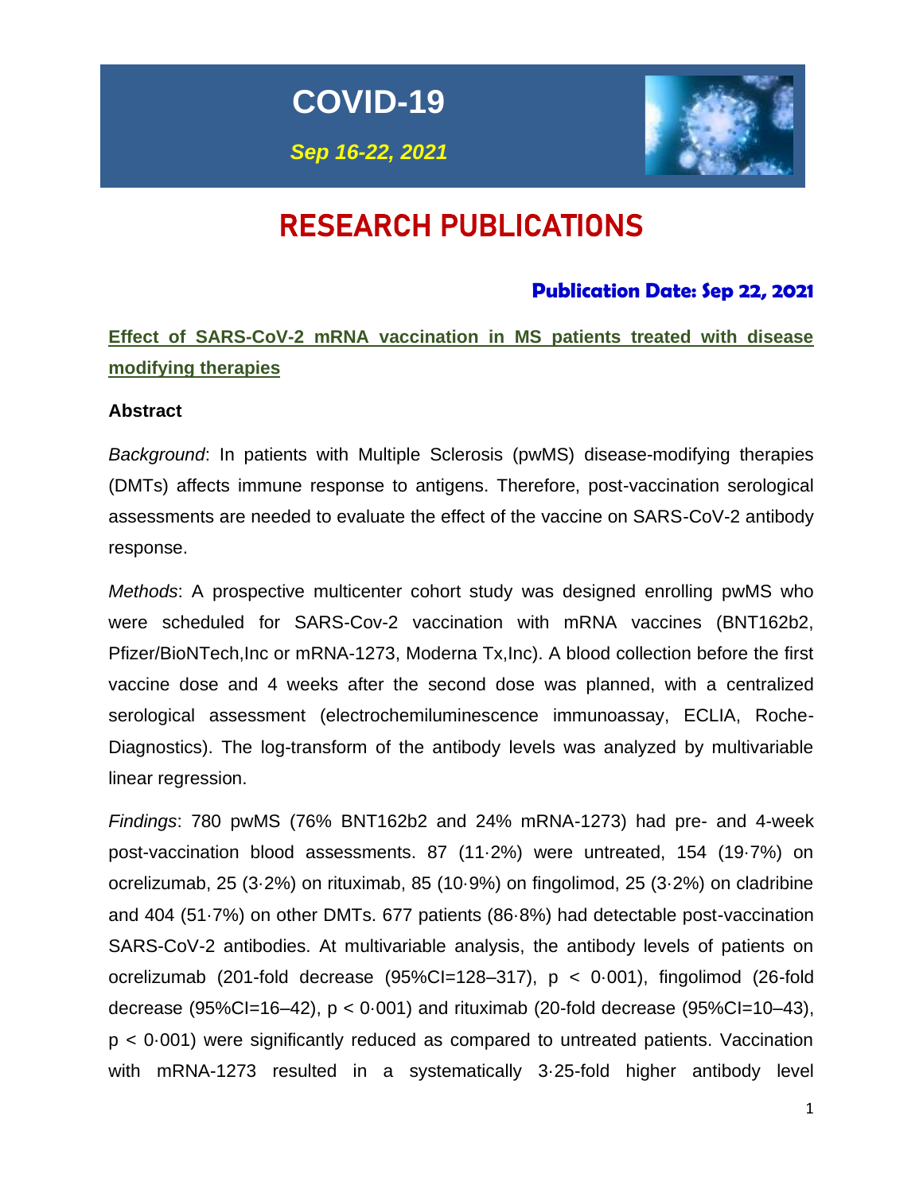# COVID-19

*Sep 16-22, 2021*

# RESEARCH PUBLICATIONS

**Publication Date: Sep 22, 2021**

## Effect of SARS-CoV-2 mRNA vaccination in MS patients treated with disease modifying therapies

### Abstract

*Background*: In patients with Multiple Sclerosis (pwMS) disease-modifying therapies (DMTs) affects immune response to antigens. Therefore, post-vaccination serological assessments are needed to evaluate the effect of the vaccine on SARS-CoV-2 antibody response.

*Methods*: A prospective multicenter cohort study was designed enrolling pwMS who were scheduled for SARS-Cov-2 vaccination with mRNA vaccines (BNT162b2, Pfizer/BioNTech,Inc or mRNA-1273, Moderna Tx,Inc). A blood collection before the first vaccine dose and 4 weeks after the second dose was planned, with a centralized serological assessment (electrochemiluminescence immunoassay, ECLIA, Roche-Diagnostics). The log-transform of the antibody levels was analyzed by multivariable linear regression.

*Findings*: 780 pwMS (76% BNT162b2 and 24% mRNA-1273) had pre- and 4-week post-vaccination blood assessments. 87 (11·2%) were untreated, 154 (19·7%) on ocrelizumab, 25 (3·2%) on rituximab, 85 (10·9%) on fingolimod, 25 (3·2%) on cladribine and 404 (51·7%) on other DMTs. 677 patients (86·8%) had detectable post-vaccination SARS-CoV-2 antibodies. At multivariable analysis, the antibody levels of patients on ocrelizumab (201-fold decrease (95%CI=128–317), $p < 0·001$), fingolimod (26-fold decrease (95%CI=16–42), $p < 0·001$) and rituximab (20-fold decrease (95%CI=10–43), $p < 0·001$) were significantly reduced as compared to untreated patients. Vaccination with mRNA-1273 resulted in a systematically 3·25-fold higher antibody level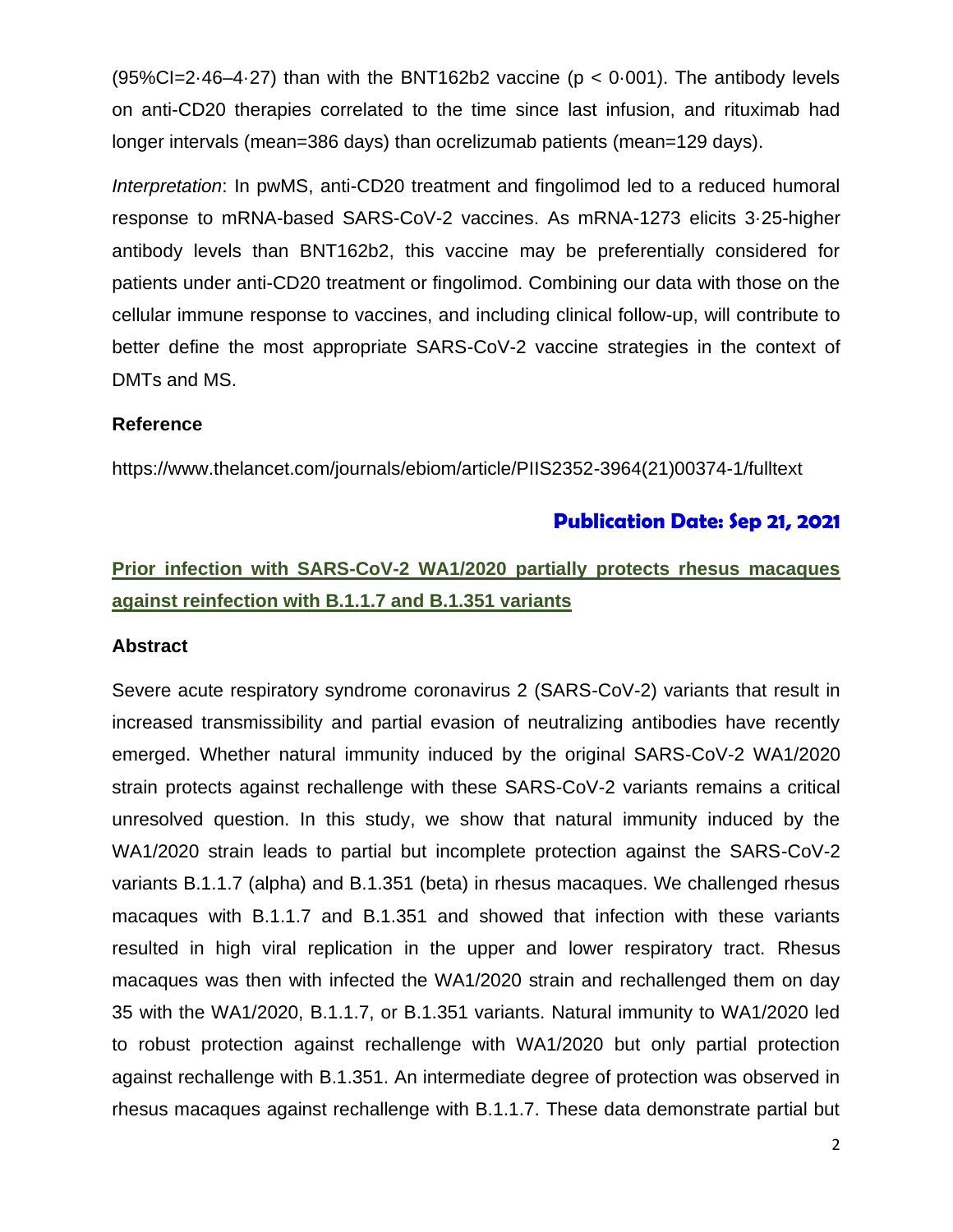(95%CI=2·46–4·27) than with the BNT162b2 vaccine ($p < 0·001$). The antibody levels on anti-CD20 therapies correlated to the time since last infusion, and rituximab had longer intervals (mean=386 days) than ocrelizumab patients (mean=129 days).

*Interpretation*: In pwMS, anti-CD20 treatment and fingolimod led to a reduced humoral response to mRNA-based SARS-CoV-2 vaccines. As mRNA-1273 elicits 3·25-higher antibody levels than BNT162b2, this vaccine may be preferentially considered for patients under anti-CD20 treatment or fingolimod. Combining our data with those on the cellular immune response to vaccines, and including clinical follow-up, will contribute to better define the most appropriate SARS-CoV-2 vaccine strategies in the context of DMTs and MS.

**Reference**

https://www.thelancet.com/journals/ebiom/article/PIIS2352-3964(21)00374-1/fulltext

**Publication Date: Sep 21, 2021**

## Prior infection with SARS-CoV-2 WA1/2020 partially protects rhesus macaques against reinfection with B.1.1.7 and B.1.351 variants

**Abstract**

Severe acute respiratory syndrome coronavirus 2 (SARS-CoV-2) variants that result in increased transmissibility and partial evasion of neutralizing antibodies have recently emerged. Whether natural immunity induced by the original SARS-CoV-2 WA1/2020 strain protects against rechallenge with these SARS-CoV-2 variants remains a critical unresolved question. In this study, we show that natural immunity induced by the WA1/2020 strain leads to partial but incomplete protection against the SARS-CoV-2 variants B.1.1.7 (alpha) and B.1.351 (beta) in rhesus macaques. We challenged rhesus macaques with B.1.1.7 and B.1.351 and showed that infection with these variants resulted in high viral replication in the upper and lower respiratory tract. Rhesus macaques was then with infected the WA1/2020 strain and rechallenged them on day 35 with the WA1/2020, B.1.1.7, or B.1.351 variants. Natural immunity to WA1/2020 led to robust protection against rechallenge with WA1/2020 but only partial protection against rechallenge with B.1.351. An intermediate degree of protection was observed in rhesus macaques against rechallenge with B.1.1.7. These data demonstrate partial but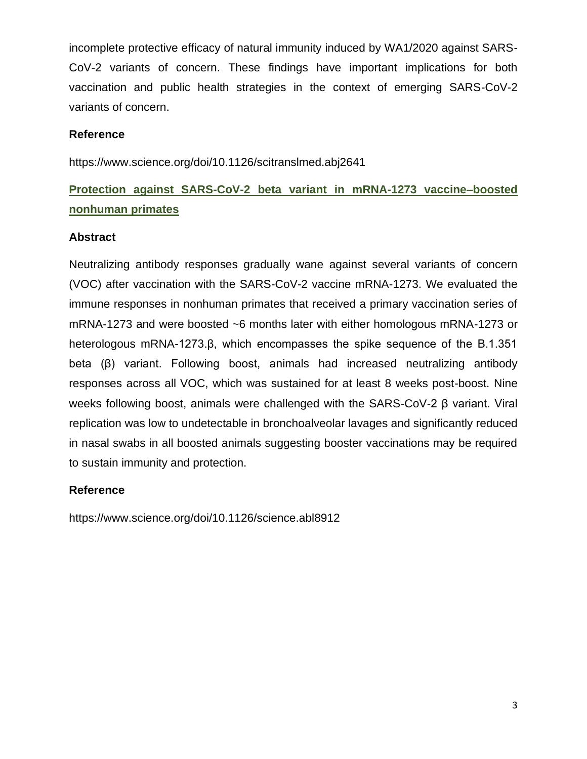incomplete protective efficacy of natural immunity induced by WA1/2020 against SARS-CoV-2 variants of concern. These findings have important implications for both vaccination and public health strategies in the context of emerging SARS-CoV-2 variants of concern.

**Reference**

https://www.science.org/doi/10.1126/scitranslmed.abj2641

## Protection against SARS-CoV-2 beta variant in mRNA-1273 vaccine–boosted nonhuman primates

**Abstract**

Neutralizing antibody responses gradually wane against several variants of concern (VOC) after vaccination with the SARS-CoV-2 vaccine mRNA-1273. We evaluated the immune responses in nonhuman primates that received a primary vaccination series of mRNA-1273 and were boosted ~6 months later with either homologous mRNA-1273 or heterologous mRNA-1273.β, which encompasses the spike sequence of the B.1.351 beta (β) variant. Following boost, animals had increased neutralizing antibody responses across all VOC, which was sustained for at least 8 weeks post-boost. Nine weeks following boost, animals were challenged with the SARS-CoV-2 β variant. Viral replication was low to undetectable in bronchoalveolar lavages and significantly reduced in nasal swabs in all boosted animals suggesting booster vaccinations may be required to sustain immunity and protection.

**Reference**

https://www.science.org/doi/10.1126/science.abl8912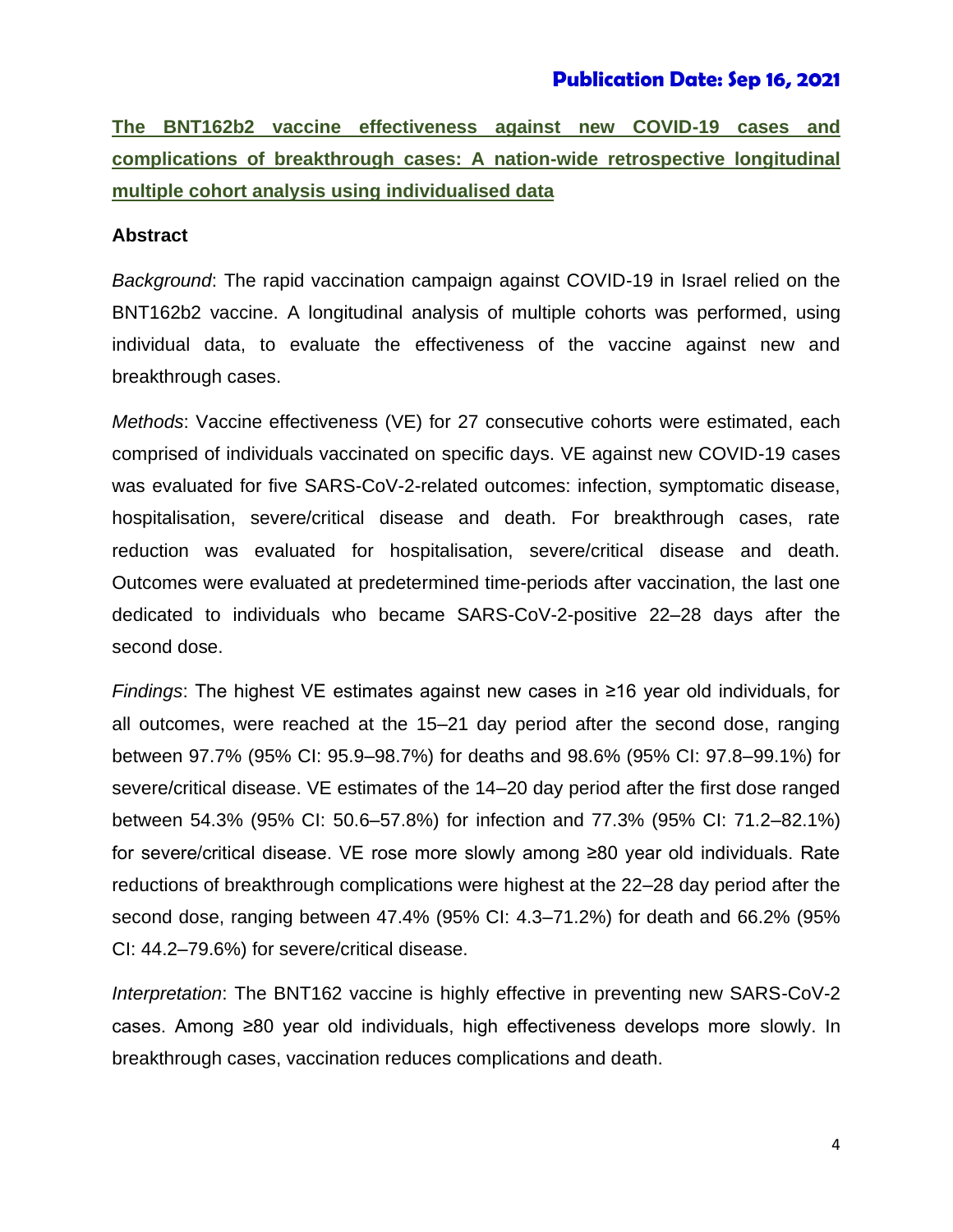**Publication Date: Sep 16, 2021**

## The BNT162b2 vaccine effectiveness against new COVID-19 cases and complications of breakthrough cases: A nation-wide retrospective longitudinal multiple cohort analysis using individualised data

### Abstract

*Background*: The rapid vaccination campaign against COVID-19 in Israel relied on the BNT162b2 vaccine. A longitudinal analysis of multiple cohorts was performed, using individual data, to evaluate the effectiveness of the vaccine against new and breakthrough cases.

*Methods*: Vaccine effectiveness (VE) for 27 consecutive cohorts were estimated, each comprised of individuals vaccinated on specific days. VE against new COVID-19 cases was evaluated for five SARS-CoV-2-related outcomes: infection, symptomatic disease, hospitalisation, severe/critical disease and death. For breakthrough cases, rate reduction was evaluated for hospitalisation, severe/critical disease and death. Outcomes were evaluated at predetermined time-periods after vaccination, the last one dedicated to individuals who became SARS-CoV-2-positive 22–28 days after the second dose.

*Findings*: The highest VE estimates against new cases in ≥16 year old individuals, for all outcomes, were reached at the 15–21 day period after the second dose, ranging between 97.7% (95% CI: 95.9–98.7%) for deaths and 98.6% (95% CI: 97.8–99.1%) for severe/critical disease. VE estimates of the 14–20 day period after the first dose ranged between 54.3% (95% CI: 50.6–57.8%) for infection and 77.3% (95% CI: 71.2–82.1%) for severe/critical disease. VE rose more slowly among ≥80 year old individuals. Rate reductions of breakthrough complications were highest at the 22–28 day period after the second dose, ranging between 47.4% (95% CI: 4.3–71.2%) for death and 66.2% (95% CI: 44.2–79.6%) for severe/critical disease.

*Interpretation*: The BNT162 vaccine is highly effective in preventing new SARS-CoV-2 cases. Among ≥80 year old individuals, high effectiveness develops more slowly. In breakthrough cases, vaccination reduces complications and death.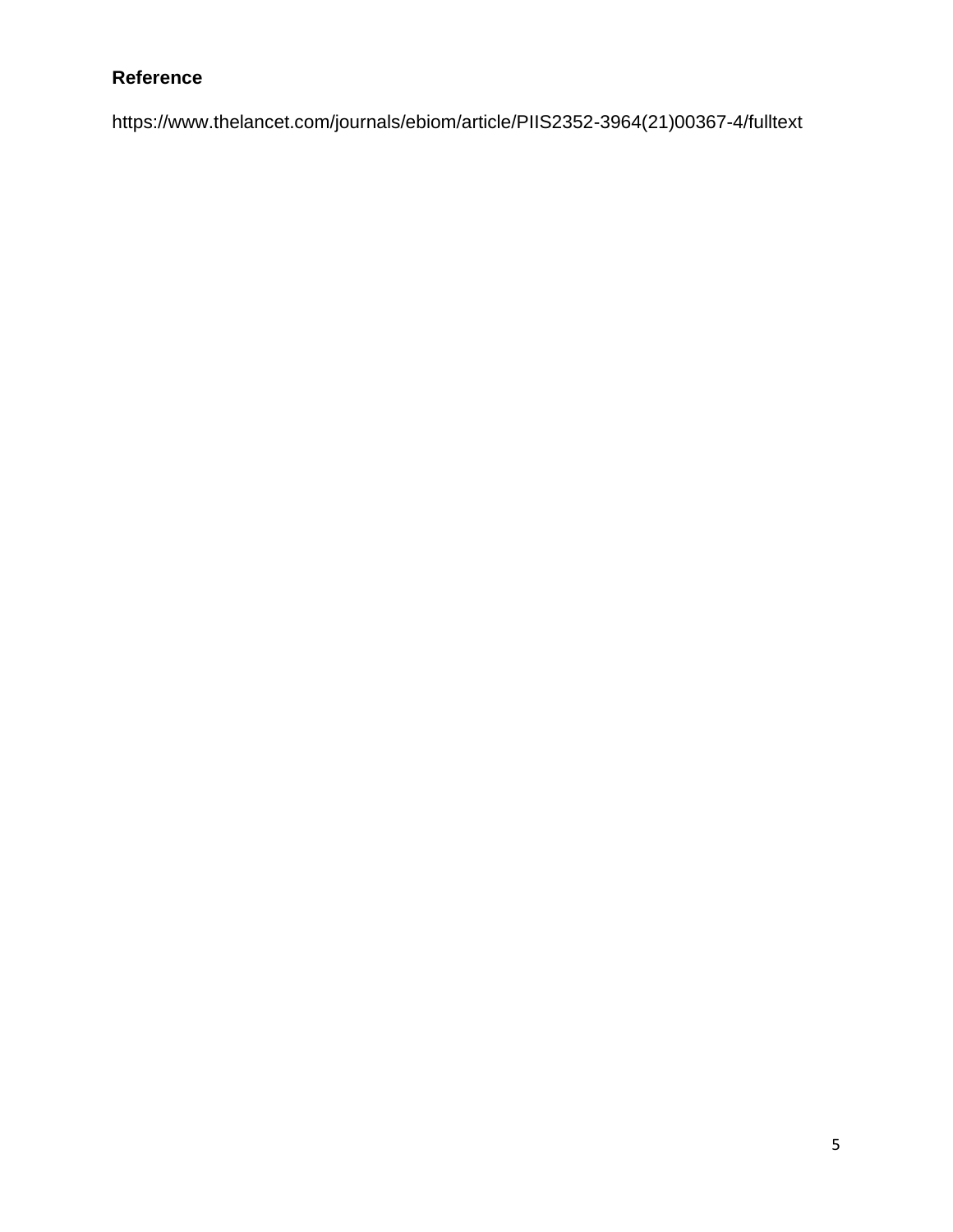## Reference

https://www.thelancet.com/journals/ebiom/article/PIIS2352-3964(21)00367-4/fulltext